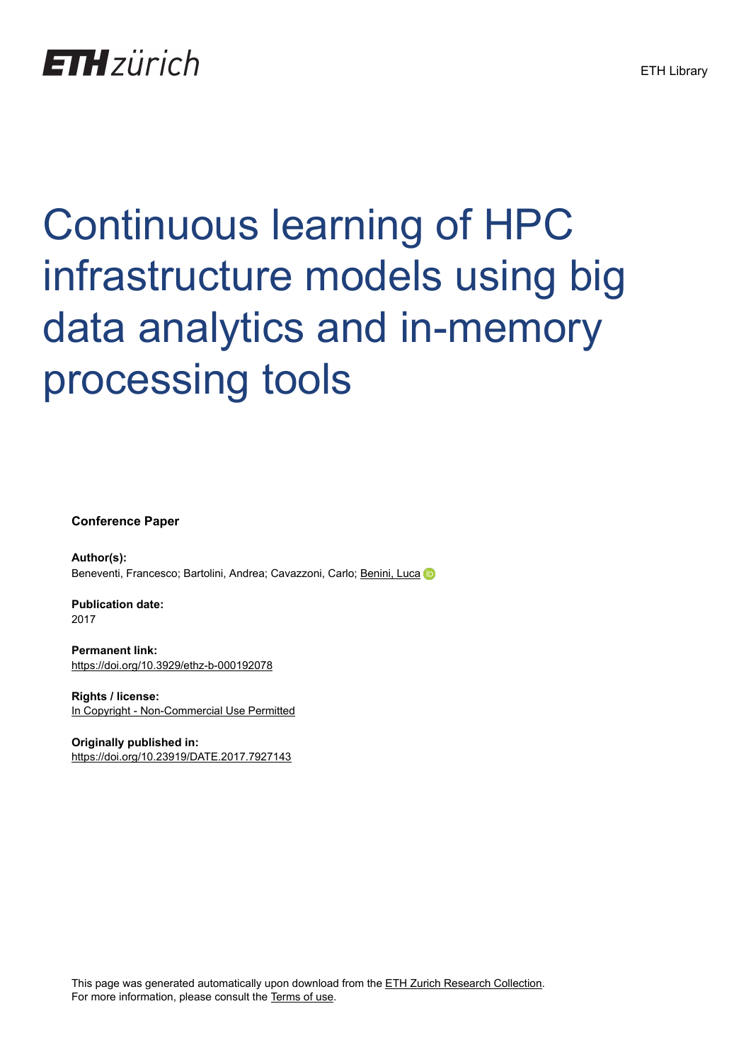ETH Library

# Continuous learning of HPC infrastructure models using big data analytics and in-memory processing tools

**Conference Paper**

**Author(s):**
Beneventi, Francesco; Bartolini, Andrea; Cavazzoni, Carlo; Benini, Luca

**Publication date:**
2017

**Permanent link:**
https://doi.org/10.3929/ethz-b-000192078

**Rights / license:**
In Copyright - Non-Commercial Use Permitted

**Originally published in:**
https://doi.org/10.23919/DATE.2017.7927143

This page was generated automatically upon download from the ETH Zurich Research Collection.
For more information, please consult the Terms of use.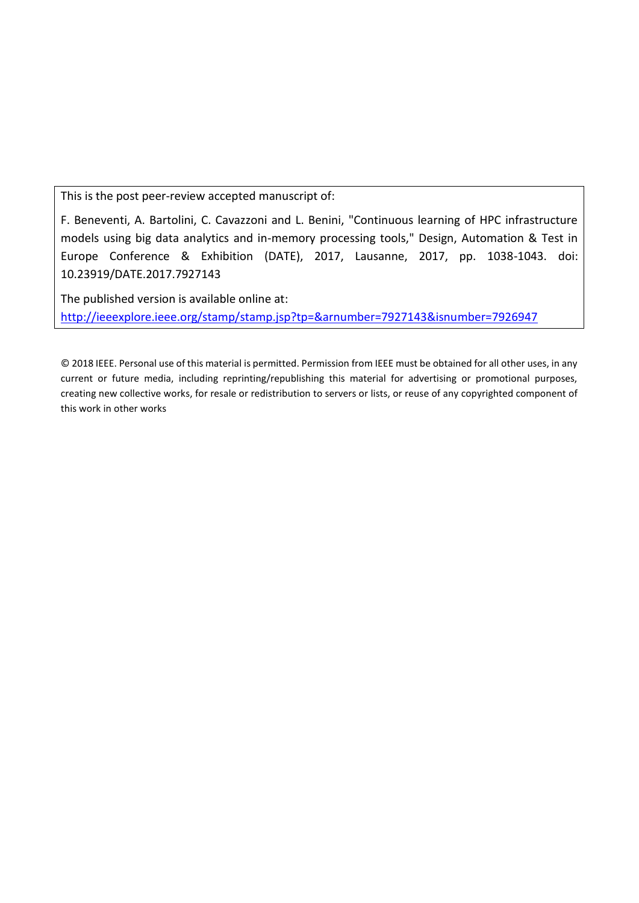This is the post peer-review accepted manuscript of:

F. Beneventi, A. Bartolini, C. Cavazzoni and L. Benini, "Continuous learning of HPC infrastructure models using big data analytics and in-memory processing tools," Design, Automation & Test in Europe Conference & Exhibition (DATE), 2017, Lausanne, 2017, pp. 1038-1043. doi: 10.23919/DATE.2017.7927143

The published version is available online at:
[http://ieeexplore.ieee.org/stamp/stamp.jsp?tp=&arnumber=7927143&isnumber=7926947](http://ieeexplore.ieee.org/stamp/stamp.jsp?tp=&arnumber=7927143&isnumber=7926947)

© 2018 IEEE. Personal use of this material is permitted. Permission from IEEE must be obtained for all other uses, in any current or future media, including reprinting/republishing this material for advertising or promotional purposes, creating new collective works, for resale or redistribution to servers or lists, or reuse of any copyrighted component of this work in other works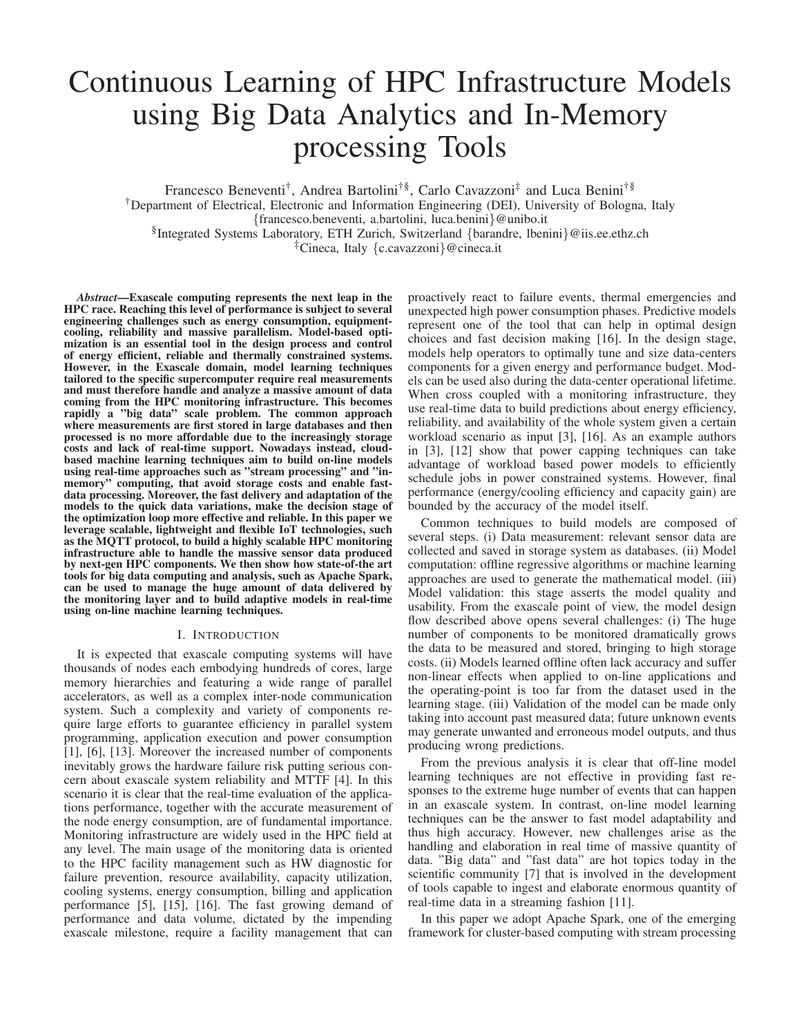// Continuous Learning of HPC Infrastructure Models using Big Data Analytics and In-Memory processing Tools

Francesco Beneventi[†], Andrea Bartolini[†§], Carlo Cavazzoni[‡] and Luca Benini[†§]

[†]Department of Electrical, Electronic and Information Engineering (DEI), University of Bologna, Italy
{francesco.beneventi, a.bartolini, luca.benini}@unibo.it

[§]Integrated Systems Laboratory, ETH Zurich, Switzerland {barandre, lbenini}@iis.ee.ethz.ch

[‡]Cineca, Italy {c.cavazzoni}@cineca.it

***Abstract*—Exascale computing represents the next leap in the HPC race. Reaching this level of performance is subject to several engineering challenges such as energy consumption, equipment-cooling, reliability and massive parallelism. Model-based optimization is an essential tool in the design process and control of energy efficient, reliable and thermally constrained systems. However, in the Exascale domain, model learning techniques tailored to the specific supercomputer require real measurements and must therefore handle and analyze a massive amount of data coming from the HPC monitoring infrastructure. This becomes rapidly a "big data" scale problem. The common approach where measurements are first stored in large databases and then processed is no more affordable due to the increasingly storage costs and lack of real-time support. Nowadays instead, cloud-based machine learning techniques aim to build on-line models using real-time approaches such as "stream processing" and "in-memory" computing, that avoid storage costs and enable fast-data processing. Moreover, the fast delivery and adaptation of the models to the quick data variations, make the decision stage of the optimization loop more effective and reliable. In this paper we leverage scalable, lightweight and flexible IoT technologies, such as the MQTT protocol, to build a highly scalable HPC monitoring infrastructure able to handle the massive sensor data produced by next-gen HPC components. We then show how state-of-the art tools for big data computing and analysis, such as Apache Spark, can be used to manage the huge amount of data delivered by the monitoring layer and to build adaptive models in real-time using on-line machine learning techniques.**

## I. Introduction

It is expected that exascale computing systems will have thousands of nodes each embodying hundreds of cores, large memory hierarchies and featuring a wide range of parallel accelerators, as well as a complex inter-node communication system. Such a complexity and variety of components require large efforts to guarantee efficiency in parallel system programming, application execution and power consumption [1], [6], [13]. Moreover the increased number of components inevitably grows the hardware failure risk putting serious concern about exascale system reliability and MTTF [4]. In this scenario it is clear that the real-time evaluation of the applications performance, together with the accurate measurement of the node energy consumption, are of fundamental importance. Monitoring infrastructure are widely used in the HPC field at any level. The main usage of the monitoring data is oriented to the HPC facility management such as HW diagnostic for failure prevention, resource availability, capacity utilization, cooling systems, energy consumption, billing and application performance [5], [15], [16]. The fast growing demand of performance and data volume, dictated by the impending exascale milestone, require a facility management that can proactively react to failure events, thermal emergencies and unexpected high power consumption phases. Predictive models represent one of the tool that can help in optimal design choices and fast decision making [16]. In the design stage, models help operators to optimally tune and size data-centers components for a given energy and performance budget. Models can be used also during the data-center operational lifetime. When cross coupled with a monitoring infrastructure, they use real-time data to build predictions about energy efficiency, reliability, and availability of the whole system given a certain workload scenario as input [3], [16]. As an example authors in [3], [12] show that power capping techniques can take advantage of workload based power models to efficiently schedule jobs in power constrained systems. However, final performance (energy/cooling efficiency and capacity gain) are bounded by the accuracy of the model itself.

Common techniques to build models are composed of several steps. (i) Data measurement: relevant sensor data are collected and saved in storage system as databases. (ii) Model computation: offline regressive algorithms or machine learning approaches are used to generate the mathematical model. (iii) Model validation: this stage asserts the model quality and usability. From the exascale point of view, the model design flow described above opens several challenges: (i) The huge number of components to be monitored dramatically grows the data to be measured and stored, bringing to high storage costs. (ii) Models learned offline often lack accuracy and suffer non-linear effects when applied to on-line applications and the operating-point is too far from the dataset used in the learning stage. (iii) Validation of the model can be made only taking into account past measured data; future unknown events may generate unwanted and erroneous model outputs, and thus producing wrong predictions.

From the previous analysis it is clear that off-line model learning techniques are not effective in providing fast responses to the extreme huge number of events that can happen in an exascale system. In contrast, on-line model learning techniques can be the answer to fast model adaptability and thus high accuracy. However, new challenges arise as the handling and elaboration in real time of massive quantity of data. "Big data" and "fast data" are hot topics today in the scientific community [7] that is involved in the development of tools capable to ingest and elaborate enormous quantity of real-time data in a streaming fashion [11].

In this paper we adopt Apache Spark, one of the emerging framework for cluster-based computing with stream processing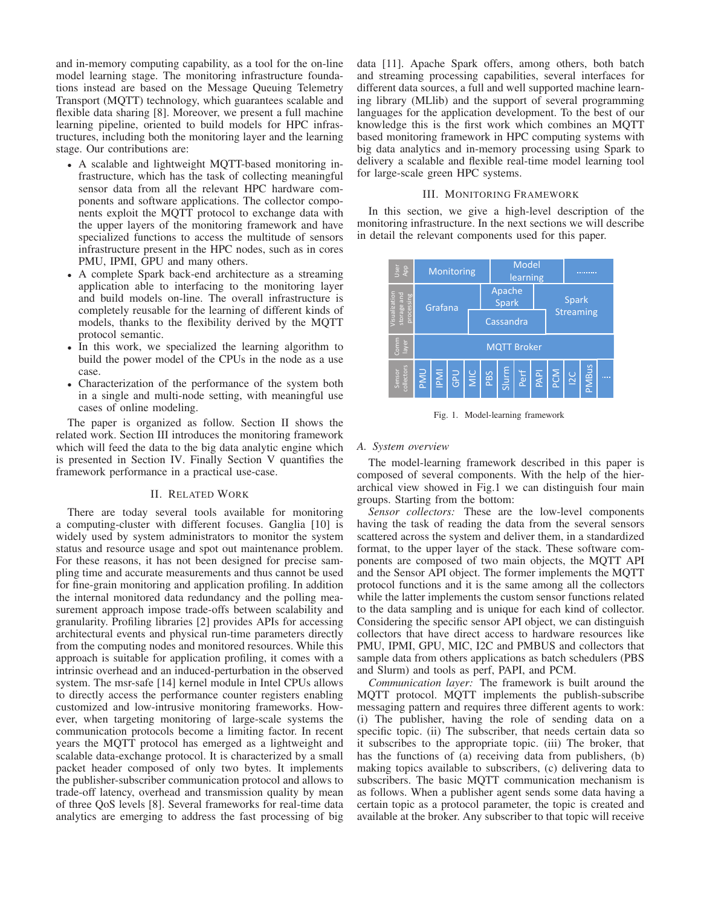and in-memory computing capability, as a tool for the on-line model learning stage. The monitoring infrastructure foundations instead are based on the Message Queuing Telemetry Transport (MQTT) technology, which guarantees scalable and flexible data sharing [8]. Moreover, we present a full machine learning pipeline, oriented to build models for HPC infrastructures, including both the monitoring layer and the learning stage. Our contributions are:

- A scalable and lightweight MQTT-based monitoring infrastructure, which has the task of collecting meaningful sensor data from all the relevant HPC hardware components and software applications. The collector components exploit the MQTT protocol to exchange data with the upper layers of the monitoring framework and have specialized functions to access the multitude of sensors infrastructure present in the HPC nodes, such as in cores PMU, IPMI, GPU and many others.
- A complete Spark back-end architecture as a streaming application able to interfacing to the monitoring layer and build models on-line. The overall infrastructure is completely reusable for the learning of different kinds of models, thanks to the flexibility derived by the MQTT protocol semantic.
- In this work, we specialized the learning algorithm to build the power model of the CPUs in the node as a use case.
- Characterization of the performance of the system both in a single and multi-node setting, with meaningful use cases of online modeling.

The paper is organized as follow. Section II shows the related work. Section III introduces the monitoring framework which will feed the data to the big data analytic engine which is presented in Section IV. Finally Section V quantifies the framework performance in a practical use-case.

## II. Related Work

There are today several tools available for monitoring a computing-cluster with different focuses. Ganglia [10] is widely used by system administrators to monitor the system status and resource usage and spot out maintenance problem. For these reasons, it has not been designed for precise sampling time and accurate measurements and thus cannot be used for fine-grain monitoring and application profiling. In addition the internal monitored data redundancy and the polling measurement approach impose trade-offs between scalability and granularity. Profiling libraries [2] provides APIs for accessing architectural events and physical run-time parameters directly from the computing nodes and monitored resources. While this approach is suitable for application profiling, it comes with a intrinsic overhead and an induced-perturbation in the observed system. The msr-safe [14] kernel module in Intel CPUs allows to directly access the performance counter registers enabling customized and low-intrusive monitoring frameworks. However, when targeting monitoring of large-scale systems the communication protocols become a limiting factor. In recent years the MQTT protocol has emerged as a lightweight and scalable data-exchange protocol. It is characterized by a small packet header composed of only two bytes. It implements the publisher-subscriber communication protocol and allows to trade-off latency, overhead and transmission quality by mean of three QoS levels [8]. Several frameworks for real-time data analytics are emerging to address the fast processing of big data [11]. Apache Spark offers, among others, both batch and streaming processing capabilities, several interfaces for different data sources, a full and well supported machine learning library (MLlib) and the support of several programming languages for the application development. To the best of our knowledge this is the first work which combines an MQTT based monitoring framework in HPC computing systems with big data analytics and in-memory processing using Spark to delivery a scalable and flexible real-time model learning tool for large-scale green HPC systems.

## III. Monitoring Framework

In this section, we give a high-level description of the monitoring infrastructure. In the next sections we will describe in detail the relevant components used for this paper.

| User App | Monitoring | Model learning | | ......... |
|---|---|---|---|---|
| Visualization storage and processing | Grafana | Apache Spark / Cassandra | | Spark Streaming |
| Comm layer | MQTT Broker | | | |
| Sensor collectors | PMU, IPMI, GPU, MIC, PBS, Slurm, Perf, PAPI, PCM, I2C, PMBus, ... | | | |

Fig. 1. Model-learning framework

### A. System overview

The model-learning framework described in this paper is composed of several components. With the help of the hierarchical view showed in Fig.1 we can distinguish four main groups. Starting from the bottom:

*Sensor collectors:* These are the low-level components having the task of reading the data from the several sensors scattered across the system and deliver them, in a standardized format, to the upper layer of the stack. These software components are composed of two main objects, the MQTT API and the Sensor API object. The former implements the MQTT protocol functions and it is the same among all the collectors while the latter implements the custom sensor functions related to the data sampling and is unique for each kind of collector. Considering the specific sensor API object, we can distinguish collectors that have direct access to hardware resources like PMU, IPMI, GPU, MIC, I2C and PMBUS and collectors that sample data from others applications as batch schedulers (PBS and Slurm) and tools as perf, PAPI, and PCM.

*Communication layer:* The framework is built around the MQTT protocol. MQTT implements the publish-subscribe messaging pattern and requires three different agents to work: (i) The publisher, having the role of sending data on a specific topic. (ii) The subscriber, that needs certain data so it subscribes to the appropriate topic. (iii) The broker, that has the functions of (a) receiving data from publishers, (b) making topics available to subscribers, (c) delivering data to subscribers. The basic MQTT communication mechanism is as follows. When a publisher agent sends some data having a certain topic as a protocol parameter, the topic is created and available at the broker. Any subscriber to that topic will receive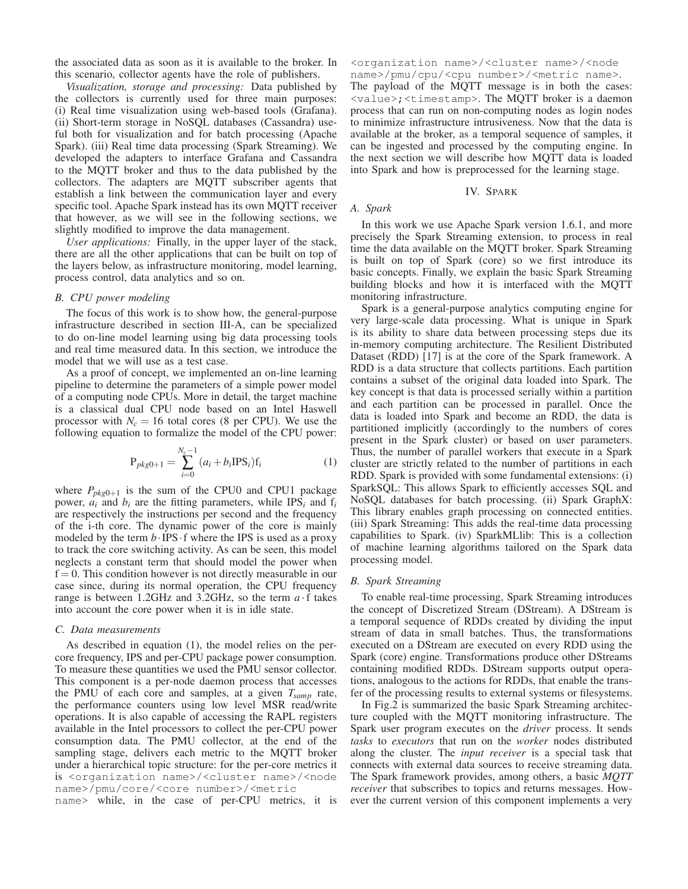the associated data as soon as it is available to the broker. In this scenario, collector agents have the role of publishers.

*Visualization, storage and processing:* Data published by the collectors is currently used for three main purposes: (i) Real time visualization using web-based tools (Grafana). (ii) Short-term storage in NoSQL databases (Cassandra) useful both for visualization and for batch processing (Apache Spark). (iii) Real time data processing (Spark Streaming). We developed the adapters to interface Grafana and Cassandra to the MQTT broker and thus to the data published by the collectors. The adapters are MQTT subscriber agents that establish a link between the communication layer and every specific tool. Apache Spark instead has its own MQTT receiver that however, as we will see in the following sections, we slightly modified to improve the data management.

*User applications:* Finally, in the upper layer of the stack, there are all the other applications that can be built on top of the layers below, as infrastructure monitoring, model learning, process control, data analytics and so on.

### B. CPU power modeling

The focus of this work is to show how, the general-purpose infrastructure described in section III-A, can be specialized to do on-line model learning using big data processing tools and real time measured data. In this section, we introduce the model that we will use as a test case.

As a proof of concept, we implemented an on-line learning pipeline to determine the parameters of a simple power model of a computing node CPUs. More in detail, the target machine is a classical dual CPU node based on an Intel Haswell processor with $N_c = 16$ total cores (8 per CPU). We use the following equation to formalize the model of the CPU power:

$$\mathrm{P}_{pkg0+1} = \sum_{i=0}^{N_c-1} (a_i + b_i \mathrm{IPS}_i)\mathrm{f}_i \tag{1}$$

where $P_{pkg0+1}$ is the sum of the CPU0 and CPU1 package power, $a_i$ and $b_i$ are the fitting parameters, while $\mathrm{IPS}_i$ and $\mathrm{f}_i$ are respectively the instructions per second and the frequency of the i-th core. The dynamic power of the core is mainly modeled by the term $b \cdot \mathrm{IPS} \cdot \mathrm{f}$ where the IPS is used as a proxy to track the core switching activity. As can be seen, this model neglects a constant term that should model the power when $\mathrm{f} = 0$. This condition however is not directly measurable in our case since, during its normal operation, the CPU frequency range is between 1.2GHz and 3.2GHz, so the term $a \cdot \mathrm{f}$ takes into account the core power when it is in idle state.

### C. Data measurements

As described in equation (1), the model relies on the per-core frequency, IPS and per-CPU package power consumption. To measure these quantities we used the PMU sensor collector. This component is a per-node daemon process that accesses the PMU of each core and samples, at a given $T_{samp}$ rate, the performance counters using low level MSR read/write operations. It is also capable of accessing the RAPL registers available in the Intel processors to collect the per-CPU power consumption data. The PMU collector, at the end of the sampling stage, delivers each metric to the MQTT broker under a hierarchical topic structure: for the per-core metrics it is `<organization name>/<cluster name>/<node name>/pmu/core/<core number>/<metric name>` while, in the case of per-CPU metrics, it is `<organization name>/<cluster name>/<node name>/pmu/cpu/<cpu number>/<metric name>`. The payload of the MQTT message is in both the cases: `<value>;<timestamp>`. The MQTT broker is a daemon process that can run on non-computing nodes as login nodes to minimize infrastructure intrusiveness. Now that the data is available at the broker, as a temporal sequence of samples, it can be ingested and processed by the computing engine. In the next section we will describe how MQTT data is loaded into Spark and how is preprocessed for the learning stage.

## IV. Spark

### A. Spark

In this work we use Apache Spark version 1.6.1, and more precisely the Spark Streaming extension, to process in real time the data available on the MQTT broker. Spark Streaming is built on top of Spark (core) so we first introduce its basic concepts. Finally, we explain the basic Spark Streaming building blocks and how it is interfaced with the MQTT monitoring infrastructure.

Spark is a general-purpose analytics computing engine for very large-scale data processing. What is unique in Spark is its ability to share data between processing steps due its in-memory computing architecture. The Resilient Distributed Dataset (RDD) [17] is at the core of the Spark framework. A RDD is a data structure that collects partitions. Each partition contains a subset of the original data loaded into Spark. The key concept is that data is processed serially within a partition and each partition can be processed in parallel. Once the data is loaded into Spark and become an RDD, the data is partitioned implicitly (accordingly to the numbers of cores present in the Spark cluster) or based on user parameters. Thus, the number of parallel workers that execute in a Spark cluster are strictly related to the number of partitions in each RDD. Spark is provided with some fundamental extensions: (i) SparkSQL: This allows Spark to efficiently accesses SQL and NoSQL databases for batch processing. (ii) Spark GraphX: This library enables graph processing on connected entities. (iii) Spark Streaming: This adds the real-time data processing capabilities to Spark. (iv) SparkMLlib: This is a collection of machine learning algorithms tailored on the Spark data processing model.

### B. Spark Streaming

To enable real-time processing, Spark Streaming introduces the concept of Discretized Stream (DStream). A DStream is a temporal sequence of RDDs created by dividing the input stream of data in small batches. Thus, the transformations executed on a DStream are executed on every RDD using the Spark (core) engine. Transformations produce other DStreams containing modified RDDs. DStream supports output operations, analogous to the actions for RDDs, that enable the transfer of the processing results to external systems or filesystems.

In Fig.2 is summarized the basic Spark Streaming architecture coupled with the MQTT monitoring infrastructure. The Spark user program executes on the *driver* process. It sends *tasks* to *executors* that run on the *worker* nodes distributed along the cluster. The *input receiver* is a special task that connects with external data sources to receive streaming data. The Spark framework provides, among others, a basic *MQTT receiver* that subscribes to topics and returns messages. However the current version of this component implements a very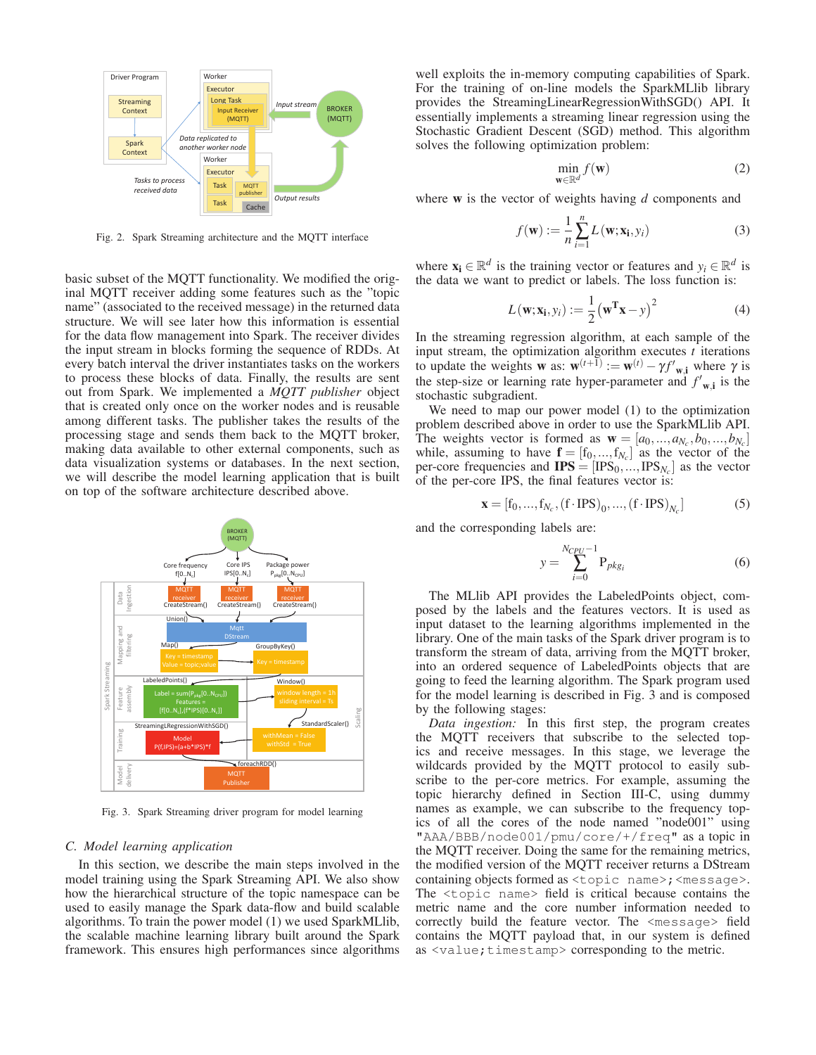Fig. 2. Spark Streaming architecture and the MQTT interface

basic subset of the MQTT functionality. We modified the original MQTT receiver adding some features such as the "topic name" (associated to the received message) in the returned data structure. We will see later how this information is essential for the data flow management into Spark. The receiver divides the input stream in blocks forming the sequence of RDDs. At every batch interval the driver instantiates tasks on the workers to process these blocks of data. Finally, the results are sent out from Spark. We implemented a *MQTT publisher* object that is created only once on the worker nodes and is reusable among different tasks. The publisher takes the results of the processing stage and sends them back to the MQTT broker, making data available to other external components, such as data visualization systems or databases. In the next section, we will describe the model learning application that is built on top of the software architecture described above.

Fig. 3. Spark Streaming driver program for model learning

### C. Model learning application

In this section, we describe the main steps involved in the model training using the Spark Streaming API. We also show how the hierarchical structure of the topic namespace can be used to easily manage the Spark data-flow and build scalable algorithms. To train the power model (1) we used SparkMLlib, the scalable machine learning library built around the Spark framework. This ensures high performances since algorithms well exploits the in-memory computing capabilities of Spark. For the training of on-line models the SparkMLlib library provides the StreamingLinearRegressionWithSGD() API. It essentially implements a streaming linear regression using the Stochastic Gradient Descent (SGD) method. This algorithm solves the following optimization problem:

$$\min_{\mathbf{w} \in \mathbb{R}^d} f(\mathbf{w}) \tag{2}$$

where $\mathbf{w}$ is the vector of weights having $d$ components and

$$f(\mathbf{w}) := \frac{1}{n} \sum_{i=1}^{n} L(\mathbf{w}; \mathbf{x_i}, y_i) \tag{3}$$

where $\mathbf{x_i} \in \mathbb{R}^d$ is the training vector or features and $y_i \in \mathbb{R}^d$ is the data we want to predict or labels. The loss function is:

$$L(\mathbf{w}; \mathbf{x_i}, y_i) := \frac{1}{2}\left(\mathbf{w^T x} - y\right)^2 \tag{4}$$

In the streaming regression algorithm, at each sample of the input stream, the optimization algorithm executes $t$ iterations to update the weights $\mathbf{w}$ as: $\mathbf{w}^{(t+1)} := \mathbf{w}^{(t)} - \gamma f'_{\mathbf{w},\mathbf{i}}$ where $\gamma$ is the step-size or learning rate hyper-parameter and $f'_{\mathbf{w},\mathbf{i}}$ is the stochastic subgradient.

We need to map our power model (1) to the optimization problem described above in order to use the SparkMLlib API. The weights vector is formed as $\mathbf{w} = [a_0, ..., a_{N_c}, b_0, ..., b_{N_c}]$ while, assuming to have $\mathbf{f} = [\mathrm{f}_0, ..., \mathrm{f}_{N_c}]$ as the vector of the per-core frequencies and $\mathbf{IPS} = [\mathrm{IPS}_0, ..., \mathrm{IPS}_{N_c}]$ as the vector of the per-core IPS, the final features vector is:

$$\mathbf{x} = [\mathrm{f}_0, ..., \mathrm{f}_{N_c}, (\mathrm{f} \cdot \mathrm{IPS})_0, ..., (\mathrm{f} \cdot \mathrm{IPS})_{N_c}] \tag{5}$$

and the corresponding labels are:

$$y = \sum_{i=0}^{N_{CPU}-1} \mathrm{P}_{pkg_i} \tag{6}$$

The MLlib API provides the LabeledPoints object, composed by the labels and the features vectors. It is used as input dataset to the learning algorithms implemented in the library. One of the main tasks of the Spark driver program is to transform the stream of data, arriving from the MQTT broker, into an ordered sequence of LabeledPoints objects that are going to feed the learning algorithm. The Spark program used for the model learning is described in Fig. 3 and is composed by the following stages:

*Data ingestion:* In this first step, the program creates the MQTT receivers that subscribe to the selected topics and receive messages. In this stage, we leverage the wildcards provided by the MQTT protocol to easily subscribe to the per-core metrics. For example, assuming the topic hierarchy defined in Section III-C, using dummy names as example, we can subscribe to the frequency topics of all the cores of the node named "node001" using `"AAA/BBB/node001/pmu/core/+/freq"` as a topic in the MQTT receiver. Doing the same for the remaining metrics, the modified version of the MQTT receiver returns a DStream containing objects formed as `<topic name>;<message>`. The `<topic name>` field is critical because contains the metric name and the core number information needed to correctly build the feature vector. The `<message>` field contains the MQTT payload that, in our system is defined as `<value;timestamp>` corresponding to the metric.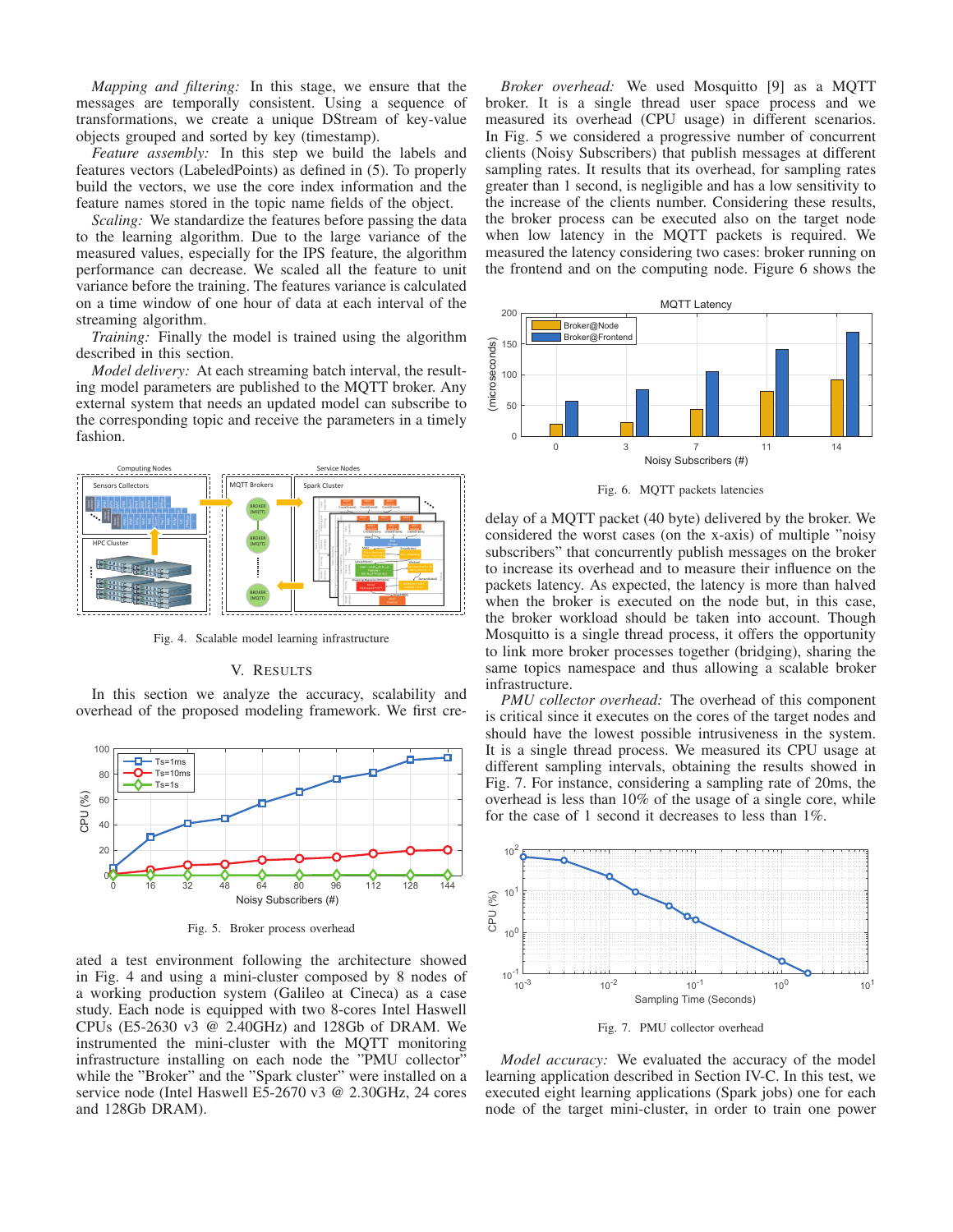*Mapping and filtering:* In this stage, we ensure that the messages are temporally consistent. Using a sequence of transformations, we create a unique DStream of key-value objects grouped and sorted by key (timestamp).

*Feature assembly:* In this step we build the labels and features vectors (LabeledPoints) as defined in (5). To properly build the vectors, we use the core index information and the feature names stored in the topic name fields of the object.

*Scaling:* We standardize the features before passing the data to the learning algorithm. Due to the large variance of the measured values, especially for the IPS feature, the algorithm performance can decrease. We scaled all the feature to unit variance before the training. The features variance is calculated on a time window of one hour of data at each interval of the streaming algorithm.

*Training:* Finally the model is trained using the algorithm described in this section.

*Model delivery:* At each streaming batch interval, the resulting model parameters are published to the MQTT broker. Any external system that needs an updated model can subscribe to the corresponding topic and receive the parameters in a timely fashion.

Fig. 4. Scalable model learning infrastructure

## V. Results

In this section we analyze the accuracy, scalability and overhead of the proposed modeling framework. We first created a test environment following the architecture showed in Fig. 4 and using a mini-cluster composed by 8 nodes of a working production system (Galileo at Cineca) as a case study. Each node is equipped with two 8-cores Intel Haswell CPUs (E5-2630 v3 @ 2.40GHz) and 128Gb of DRAM. We instrumented the mini-cluster with the MQTT monitoring infrastructure installing on each node the "PMU collector" while the "Broker" and the "Spark cluster" were installed on a service node (Intel Haswell E5-2670 v3 @ 2.30GHz, 24 cores and 128Gb DRAM).

Fig. 5. Broker process overhead

*Broker overhead:* We used Mosquitto [9] as a MQTT broker. It is a single thread user space process and we measured its overhead (CPU usage) in different scenarios. In Fig. 5 we considered a progressive number of concurrent clients (Noisy Subscribers) that publish messages at different sampling rates. It results that its overhead, for sampling rates greater than 1 second, is negligible and has a low sensitivity to the increase of the clients number. Considering these results, the broker process can be executed also on the target node when low latency in the MQTT packets is required. We measured the latency considering two cases: broker running on the frontend and on the computing node. Figure 6 shows the delay of a MQTT packet (40 byte) delivered by the broker. We considered the worst cases (on the x-axis) of multiple "noisy subscribers" that concurrently publish messages on the broker to increase its overhead and to measure their influence on the packets latency. As expected, the latency is more than halved when the broker is executed on the node but, in this case, the broker workload should be taken into account. Though Mosquitto is a single thread process, it offers the opportunity to link more broker processes together (bridging), sharing the same topics namespace and thus allowing a scalable broker infrastructure.

Fig. 6. MQTT packets latencies

*PMU collector overhead:* The overhead of this component is critical since it executes on the cores of the target nodes and should have the lowest possible intrusiveness in the system. It is a single thread process. We measured its CPU usage at different sampling intervals, obtaining the results showed in Fig. 7. For instance, considering a sampling rate of 20ms, the overhead is less than 10% of the usage of a single core, while for the case of 1 second it decreases to less than 1%.

Fig. 7. PMU collector overhead

*Model accuracy:* We evaluated the accuracy of the model learning application described in Section IV-C. In this test, we executed eight learning applications (Spark jobs) one for each node of the target mini-cluster, in order to train one power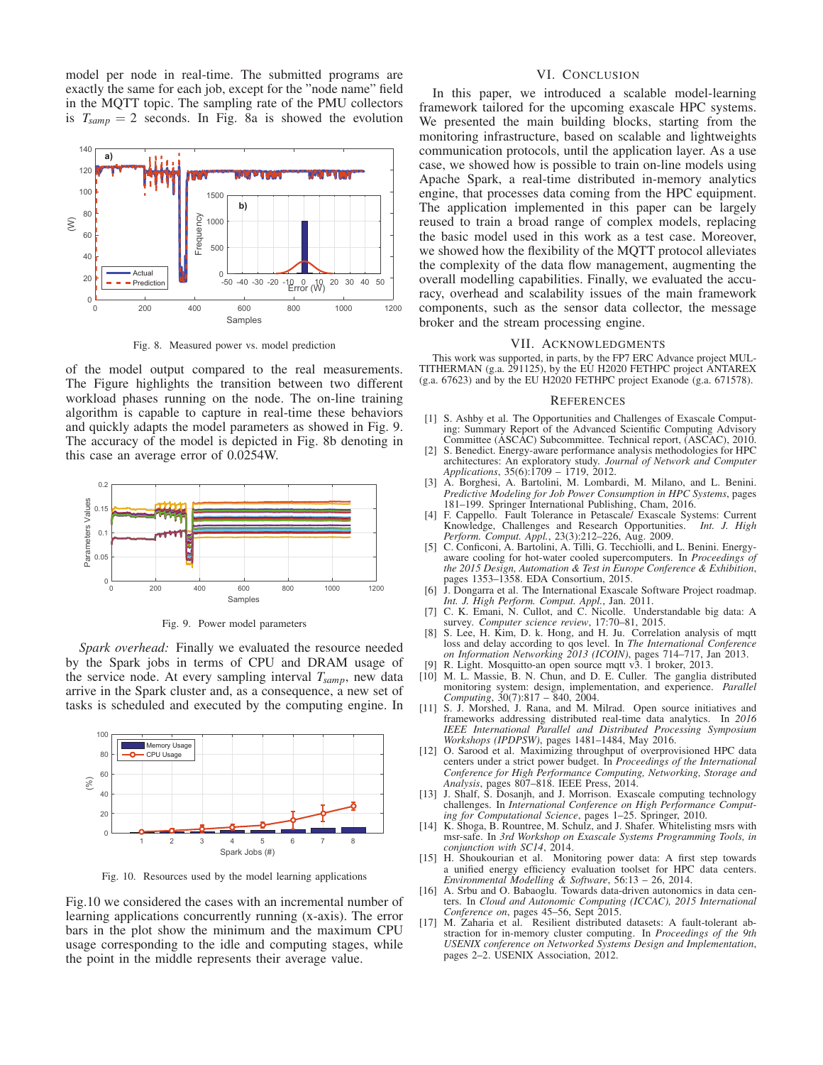model per node in real-time. The submitted programs are exactly the same for each job, except for the "node name" field in the MQTT topic. The sampling rate of the PMU collectors is $T_{samp} = 2$ seconds. In Fig. 8a is showed the evolution

a)
140
120
100
80
60
40
20
0
(W)
0 200 400 600 800 1000 1200
Samples
Actual
Prediction
b)
1500
1000
500
0
Frequency
-50 -40 -30 -20 -10 0 10 20 30 40 50
Error (W)

Fig. 8. Measured power vs. model prediction

of the model output compared to the real measurements. The Figure highlights the transition between two different workload phases running on the node. The on-line training algorithm is capable to capture in real-time these behaviors and quickly adapts the model parameters as showed in Fig. 9. The accuracy of the model is depicted in Fig. 8b denoting in this case an average error of 0.0254W.

0.2
0.15
0.1
0.05
0
Parameters Values
0 200 400 600 800 1000 1200
Samples

Fig. 9. Power model parameters

*Spark overhead:* Finally we evaluated the resource needed by the Spark jobs in terms of CPU and DRAM usage of the service node. At every sampling interval $T_{samp}$, new data arrive in the Spark cluster and, as a consequence, a new set of tasks is scheduled and executed by the computing engine. In

100
80
60
40
20
0
(%)
Memory Usage
CPU Usage
1 2 3 4 5 6 7 8
Spark Jobs (#)

Fig. 10. Resources used by the model learning applications

Fig.10 we considered the cases with an incremental number of learing applications concurrently running (x-axis). The error bars in the plot show the minimum and the maximum CPU usage corresponding to the idle and computing stages, while the point in the middle represents their average value.

## VI. Conclusion

In this paper, we introduced a scalable model-learning framework tailored for the upcoming exascale HPC systems. We presented the main building blocks, starting from the monitoring infrastructure, based on scalable and lightweights communication protocols, until the application layer. As a use case, we showed how is possible to train on-line models using Apache Spark, a real-time distributed in-memory analytics engine, that processes data coming from the HPC equipment. The application implemented in this paper can be largely reused to train a broad range of complex models, replacing the basic model used in this work as a test case. Moreover, we showed how the flexibility of the MQTT protocol alleviates the complexity of the data flow management, augmenting the overall modelling capabilities. Finally, we evaluated the accuracy, overhead and scalability issues of the main framework components, such as the sensor data collector, the message broker and the stream processing engine.

## VII. Acknowledgments

This work was supported, in parts, by the FP7 ERC Advance project MULTITHERMAN (g.a. 291125), by the EU H2020 FETHPC project ANTAREX (g.a. 67623) and by the EU H2020 FETHPC project Exanode (g.a. 671578).

## References

[1] S. Ashby et al. The Opportunities and Challenges of Exascale Computing: Summary Report of the Advanced Scientific Computing Advisory Committee (ASCAC) Subcommittee. Technical report, (ASCAC), 2010.

[2] S. Benedict. Energy-aware performance analysis methodologies for HPC architectures: An exploratory study. *Journal of Network and Computer Applications*, 35(6):1709 – 1719, 2012.

[3] A. Borghesi, A. Bartolini, M. Lombardi, M. Milano, and L. Benini. *Predictive Modeling for Job Power Consumption in HPC Systems*, pages 181–199. Springer International Publishing, Cham, 2016.

[4] F. Cappello. Fault Tolerance in Petascale/ Exascale Systems: Current Knowledge, Challenges and Research Opportunities. *Int. J. High Perform. Comput. Appl.*, 23(3):212–226, Aug. 2009.

[5] C. Conficoni, A. Bartolini, A. Tilli, G. Tecchiolli, and L. Benini. Energy-aware cooling for hot-water cooled supercomputers. In *Proceedings of the 2015 Design, Automation & Test in Europe Conference & Exhibition*, pages 1353–1358. EDA Consortium, 2015.

[6] J. Dongarra et al. The International Exascale Software Project roadmap. *Int. J. High Perform. Comput. Appl.*, Jan. 2011.

[7] C. K. Emani, N. Cullot, and C. Nicolle. Understandable big data: A survey. *Computer science review*, 17:70–81, 2015.

[8] S. Lee, H. Kim, D. k. Hong, and H. Ju. Correlation analysis of mqtt loss and delay according to qos level. In *The International Conference on Information Networking 2013 (ICOIN)*, pages 714–717, Jan 2013.

[9] R. Light. Mosquitto-an open source mqtt v3. 1 broker, 2013.

[10] M. L. Massie, B. N. Chun, and D. E. Culler. The ganglia distributed monitoring system: design, implementation, and experience. *Parallel Computing*, 30(7):817 – 840, 2004.

[11] S. J. Morshed, J. Rana, and M. Milrad. Open source initiatives and frameworks addressing distributed real-time data analytics. In *2016 IEEE International Parallel and Distributed Processing Symposium Workshops (IPDPSW)*, pages 1481–1484, May 2016.

[12] O. Sarood et al. Maximizing throughput of overprovisioned HPC data centers under a strict power budget. In *Proceedings of the International Conference for High Performance Computing, Networking, Storage and Analysis*, pages 807–818. IEEE Press, 2014.

[13] J. Shalf, S. Dosanjh, and J. Morrison. Exascale computing technology challenges. In *International Conference on High Performance Computing for Computational Science*, pages 1–25. Springer, 2010.

[14] K. Shoga, B. Rountree, M. Schulz, and J. Shafer. Whitelisting msrs with msr-safe. In *3rd Workshop on Exascale Systems Programming Tools, in conjunction with SC14*, 2014.

[15] H. Shoukourian et al. Monitoring power data: A first step towards a unified energy efficiency evaluation toolset for HPC data centers. *Environmental Modelling & Software*, 56:13 – 26, 2014.

[16] A. Srbu and O. Babaoglu. Towards data-driven autonomics in data centers. In *Cloud and Autonomic Computing (ICCAC), 2015 International Conference on*, pages 45–56, Sept 2015.

[17] M. Zaharia et al. Resilient distributed datasets: A fault-tolerant abstraction for in-memory cluster computing. In *Proceedings of the 9th USENIX conference on Networked Systems Design and Implementation*, pages 2–2. USENIX Association, 2012.